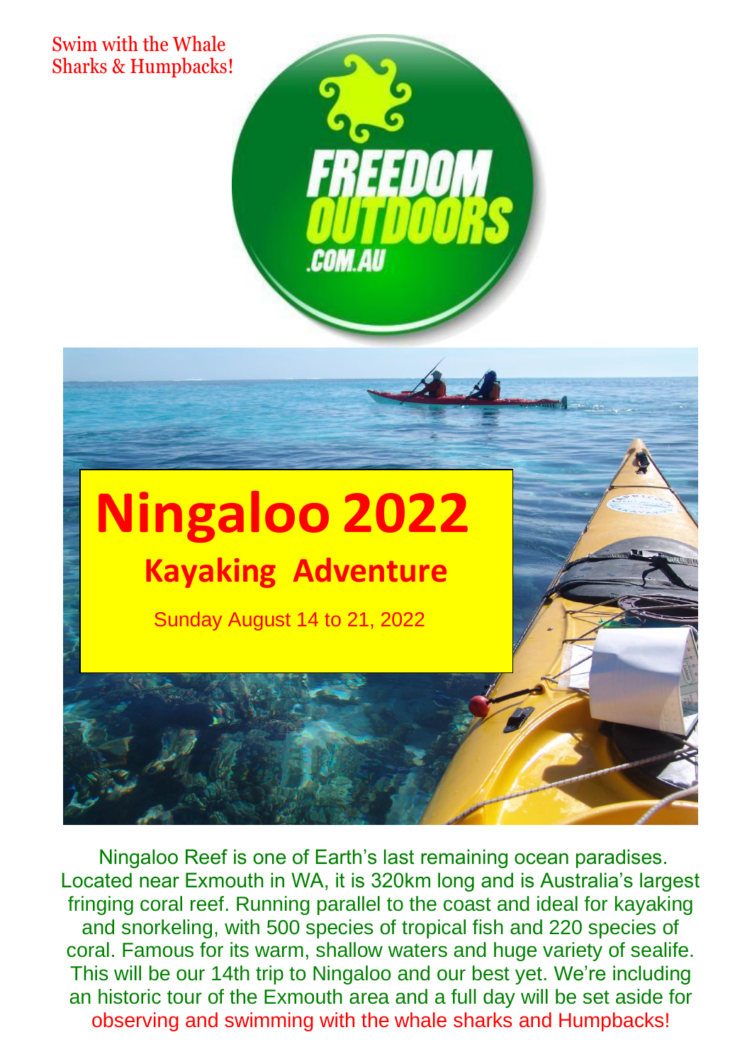Swim with the Whale Sharks & Humpbacks!

FREEDOM OUTDOORS .COM.AU

# Ningaloo 2022

## Kayaking Adventure

Sunday August 14 to 21, 2022

Ningaloo Reef is one of Earth's last remaining ocean paradises. Located near Exmouth in WA, it is 320km long and is Australia's largest fringing coral reef. Running parallel to the coast and ideal for kayaking and snorkeling, with 500 species of tropical fish and 220 species of coral. Famous for its warm, shallow waters and huge variety of sealife. This will be our 14th trip to Ningaloo and our best yet. We're including an historic tour of the Exmouth area and a full day will be set aside for observing and swimming with the whale sharks and Humpbacks!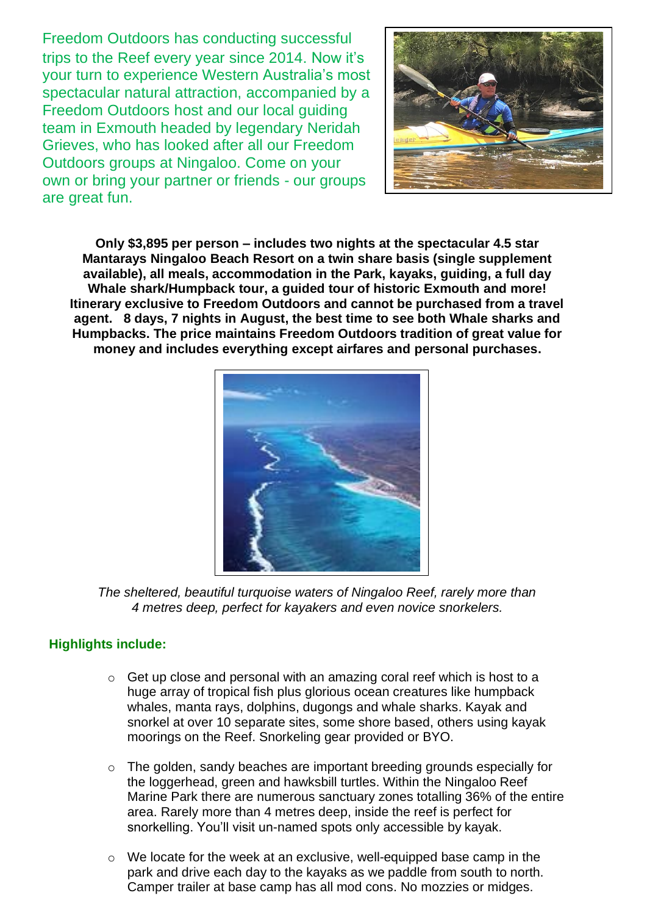Freedom Outdoors has conducting successful trips to the Reef every year since 2014. Now it's your turn to experience Western Australia's most spectacular natural attraction, accompanied by a Freedom Outdoors host and our local guiding team in Exmouth headed by legendary Neridah Grieves, who has looked after all our Freedom Outdoors groups at Ningaloo. Come on your own or bring your partner or friends - our groups are great fun.

**Only $3,895 per person – includes two nights at the spectacular 4.5 star Mantarays Ningaloo Beach Resort on a twin share basis (single supplement available), all meals, accommodation in the Park, kayaks, guiding, a full day Whale shark/Humpback tour, a guided tour of historic Exmouth and more! Itinerary exclusive to Freedom Outdoors and cannot be purchased from a travel agent. 8 days, 7 nights in August, the best time to see both Whale sharks and Humpbacks. The price maintains Freedom Outdoors tradition of great value for money and includes everything except airfares and personal purchases.**

*The sheltered, beautiful turquoise waters of Ningaloo Reef, rarely more than 4 metres deep, perfect for kayakers and even novice snorkelers.*

## Highlights include:

- Get up close and personal with an amazing coral reef which is host to a huge array of tropical fish plus glorious ocean creatures like humpback whales, manta rays, dolphins, dugongs and whale sharks. Kayak and snorkel at over 10 separate sites, some shore based, others using kayak moorings on the Reef. Snorkeling gear provided or BYO.

- The golden, sandy beaches are important breeding grounds especially for the loggerhead, green and hawksbill turtles. Within the Ningaloo Reef Marine Park there are numerous sanctuary zones totalling 36% of the entire area. Rarely more than 4 metres deep, inside the reef is perfect for snorkelling. You'll visit un-named spots only accessible by kayak.

- We locate for the week at an exclusive, well-equipped base camp in the park and drive each day to the kayaks as we paddle from south to north. Camper trailer at base camp has all mod cons. No mozzies or midges.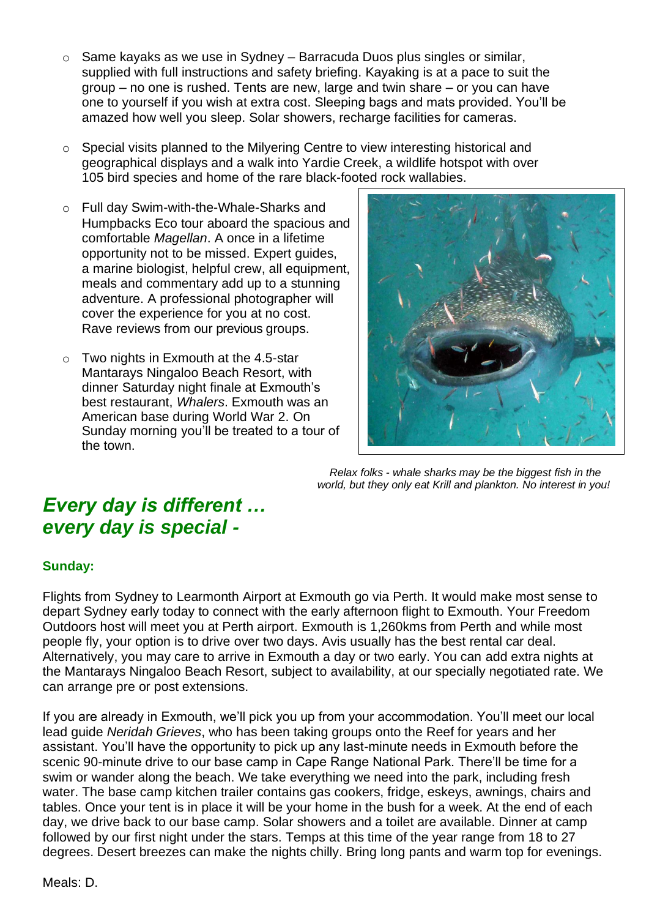- Same kayaks as we use in Sydney – Barracuda Duos plus singles or similar, supplied with full instructions and safety briefing. Kayaking is at a pace to suit the group – no one is rushed. Tents are new, large and twin share – or you can have one to yourself if you wish at extra cost. Sleeping bags and mats provided. You'll be amazed how well you sleep. Solar showers, recharge facilities for cameras.

- Special visits planned to the Milyering Centre to view interesting historical and geographical displays and a walk into Yardie Creek, a wildlife hotspot with over 105 bird species and home of the rare black-footed rock wallabies.

- Full day Swim-with-the-Whale-Sharks and Humpbacks Eco tour aboard the spacious and comfortable *Magellan*. A once in a lifetime opportunity not to be missed. Expert guides, a marine biologist, helpful crew, all equipment, meals and commentary add up to a stunning adventure. A professional photographer will cover the experience for you at no cost. Rave reviews from our previous groups.

- Two nights in Exmouth at the 4.5-star Mantarays Ningaloo Beach Resort, with dinner Saturday night finale at Exmouth's best restaurant, *Whalers*. Exmouth was an American base during World War 2. On Sunday morning you'll be treated to a tour of the town.

*Relax folks - whale sharks may be the biggest fish in the world, but they only eat Krill and plankton. No interest in you!*

## *Every day is different … every day is special -*

**Sunday:**

Flights from Sydney to Learmonth Airport at Exmouth go via Perth. It would make most sense to depart Sydney early today to connect with the early afternoon flight to Exmouth. Your Freedom Outdoors host will meet you at Perth airport. Exmouth is 1,260kms from Perth and while most people fly, your option is to drive over two days. Avis usually has the best rental car deal. Alternatively, you may care to arrive in Exmouth a day or two early. You can add extra nights at the Mantarays Ningaloo Beach Resort, subject to availability, at our specially negotiated rate. We can arrange pre or post extensions.

If you are already in Exmouth, we'll pick you up from your accommodation. You'll meet our local lead guide *Neridah Grieves*, who has been taking groups onto the Reef for years and her assistant. You'll have the opportunity to pick up any last-minute needs in Exmouth before the scenic 90-minute drive to our base camp in Cape Range National Park. There'll be time for a swim or wander along the beach. We take everything we need into the park, including fresh water. The base camp kitchen trailer contains gas cookers, fridge, eskeys, awnings, chairs and tables. Once your tent is in place it will be your home in the bush for a week. At the end of each day, we drive back to our base camp. Solar showers and a toilet are available. Dinner at camp followed by our first night under the stars. Temps at this time of the year range from 18 to 27 degrees. Desert breezes can make the nights chilly. Bring long pants and warm top for evenings.

Meals: D.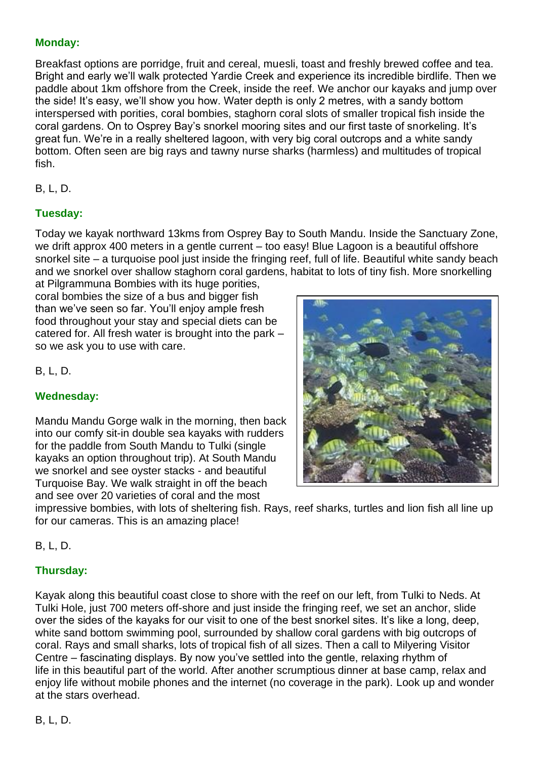### Monday:

Breakfast options are porridge, fruit and cereal, muesli, toast and freshly brewed coffee and tea. Bright and early we'll walk protected Yardie Creek and experience its incredible birdlife. Then we paddle about 1km offshore from the Creek, inside the reef. We anchor our kayaks and jump over the side! It's easy, we'll show you how. Water depth is only 2 metres, with a sandy bottom interspersed with porities, coral bombies, staghorn coral slots of smaller tropical fish inside the coral gardens. On to Osprey Bay's snorkel mooring sites and our first taste of snorkeling. It's great fun. We're in a really sheltered lagoon, with very big coral outcrops and a white sandy bottom. Often seen are big rays and tawny nurse sharks (harmless) and multitudes of tropical fish.

B, L, D.

### Tuesday:

Today we kayak northward 13kms from Osprey Bay to South Mandu. Inside the Sanctuary Zone, we drift approx 400 meters in a gentle current – too easy! Blue Lagoon is a beautiful offshore snorkel site – a turquoise pool just inside the fringing reef, full of life. Beautiful white sandy beach and we snorkel over shallow staghorn coral gardens, habitat to lots of tiny fish. More snorkelling at Pilgrammuna Bombies with its huge porities, coral bombies the size of a bus and bigger fish than we've seen so far. You'll enjoy ample fresh food throughout your stay and special diets can be catered for. All fresh water is brought into the park – so we ask you to use with care.

B, L, D.

### Wednesday:

Mandu Mandu Gorge walk in the morning, then back into our comfy sit-in double sea kayaks with rudders for the paddle from South Mandu to Tulki (single kayaks an option throughout trip). At South Mandu we snorkel and see oyster stacks - and beautiful Turquoise Bay. We walk straight in off the beach and see over 20 varieties of coral and the most impressive bombies, with lots of sheltering fish. Rays, reef sharks, turtles and lion fish all line up for our cameras. This is an amazing place!

B, L, D.

### Thursday:

Kayak along this beautiful coast close to shore with the reef on our left, from Tulki to Neds. At Tulki Hole, just 700 meters off-shore and just inside the fringing reef, we set an anchor, slide over the sides of the kayaks for our visit to one of the best snorkel sites. It's like a long, deep, white sand bottom swimming pool, surrounded by shallow coral gardens with big outcrops of coral. Rays and small sharks, lots of tropical fish of all sizes. Then a call to Milyering Visitor Centre – fascinating displays. By now you've settled into the gentle, relaxing rhythm of life in this beautiful part of the world. After another scrumptious dinner at base camp, relax and enjoy life without mobile phones and the internet (no coverage in the park). Look up and wonder at the stars overhead.

B, L, D.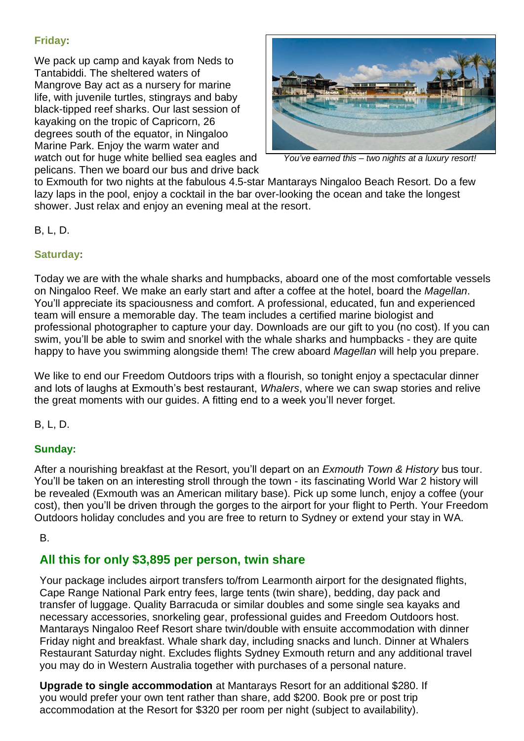**Friday:**

We pack up camp and kayak from Neds to Tantabiddi. The sheltered waters of Mangrove Bay act as a nursery for marine life, with juvenile turtles, stingrays and baby black-tipped reef sharks. Our last session of kayaking on the tropic of Capricorn, 26 degrees south of the equator, in Ningaloo Marine Park. Enjoy the warm water and watch out for huge white bellied sea eagles and pelicans. Then we board our bus and drive back to Exmouth for two nights at the fabulous 4.5-star Mantarays Ningaloo Beach Resort. Do a few lazy laps in the pool, enjoy a cocktail in the bar over-looking the ocean and take the longest shower. Just relax and enjoy an evening meal at the resort.

*You've earned this – two nights at a luxury resort!*

B, L, D.

**Saturday:**

Today we are with the whale sharks and humpbacks, aboard one of the most comfortable vessels on Ningaloo Reef. We make an early start and after a coffee at the hotel, board the *Magellan*. You'll appreciate its spaciousness and comfort. A professional, educated, fun and experienced team will ensure a memorable day. The team includes a certified marine biologist and professional photographer to capture your day. Downloads are our gift to you (no cost). If you can swim, you'll be able to swim and snorkel with the whale sharks and humpbacks - they are quite happy to have you swimming alongside them! The crew aboard *Magellan* will help you prepare.

We like to end our Freedom Outdoors trips with a flourish, so tonight enjoy a spectacular dinner and lots of laughs at Exmouth's best restaurant, *Whalers*, where we can swap stories and relive the great moments with our guides. A fitting end to a week you'll never forget.

B, L, D.

**Sunday:**

After a nourishing breakfast at the Resort, you'll depart on an *Exmouth Town & History* bus tour. You'll be taken on an interesting stroll through the town - its fascinating World War 2 history will be revealed (Exmouth was an American military base). Pick up some lunch, enjoy a coffee (your cost), then you'll be driven through the gorges to the airport for your flight to Perth. Your Freedom Outdoors holiday concludes and you are free to return to Sydney or extend your stay in WA.

B.

## All this for only $3,895 per person, twin share

Your package includes airport transfers to/from Learmonth airport for the designated flights, Cape Range National Park entry fees, large tents (twin share), bedding, day pack and transfer of luggage. Quality Barracuda or similar doubles and some single sea kayaks and necessary accessories, snorkeling gear, professional guides and Freedom Outdoors host. Mantarays Ningaloo Reef Resort share twin/double with ensuite accommodation with dinner Friday night and breakfast. Whale shark day, including snacks and lunch. Dinner at Whalers Restaurant Saturday night. Excludes flights Sydney Exmouth return and any additional travel you may do in Western Australia together with purchases of a personal nature.

**Upgrade to single accommodation** at Mantarays Resort for an additional $280. If you would prefer your own tent rather than share, add $200. Book pre or post trip accommodation at the Resort for $320 per room per night (subject to availability).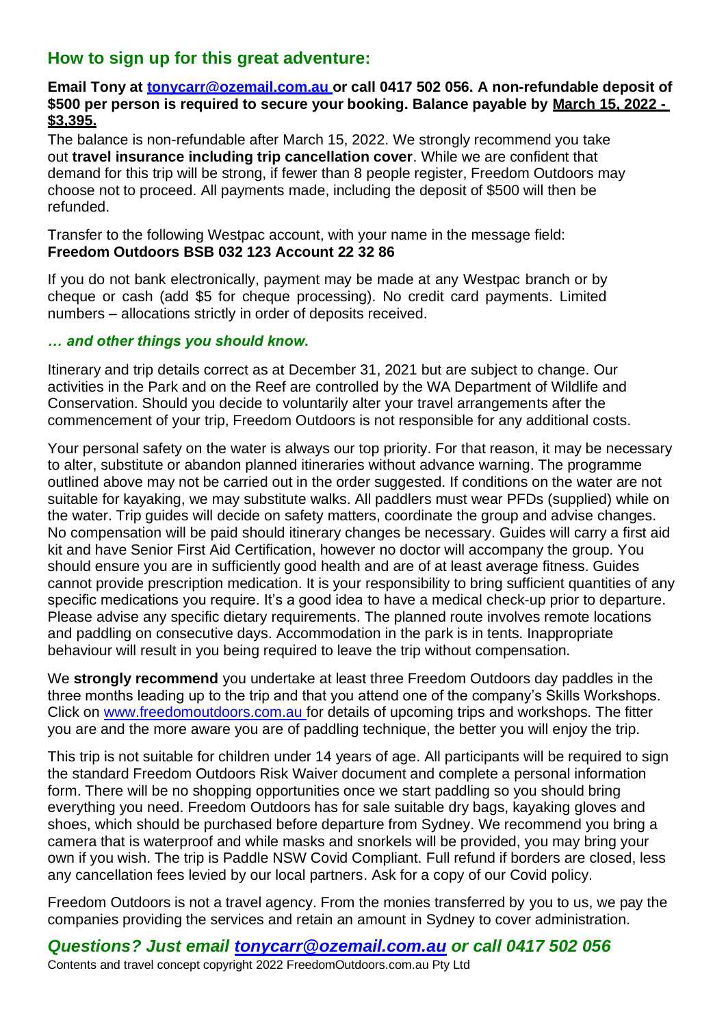## How to sign up for this great adventure:

**Email Tony at [tonycarr@ozemail.com.au](mailto:tonycarr@ozemail.com.au) or call 0417 502 056. A non-refundable deposit of $500 per person is required to secure your booking. Balance payable by <u>March 15, 2022 - $3,395.</u>**

The balance is non-refundable after March 15, 2022. We strongly recommend you take out **travel insurance including trip cancellation cover**. While we are confident that demand for this trip will be strong, if fewer than 8 people register, Freedom Outdoors may choose not to proceed. All payments made, including the deposit of $500 will then be refunded.

Transfer to the following Westpac account, with your name in the message field:
**Freedom Outdoors BSB 032 123 Account 22 32 86**

If you do not bank electronically, payment may be made at any Westpac branch or by cheque or cash (add $5 for cheque processing). No credit card payments. Limited numbers – allocations strictly in order of deposits received.

### *… and other things you should know.*

Itinerary and trip details correct as at December 31, 2021 but are subject to change. Our activities in the Park and on the Reef are controlled by the WA Department of Wildlife and Conservation. Should you decide to voluntarily alter your travel arrangements after the commencement of your trip, Freedom Outdoors is not responsible for any additional costs.

Your personal safety on the water is always our top priority. For that reason, it may be necessary to alter, substitute or abandon planned itineraries without advance warning. The programme outlined above may not be carried out in the order suggested. If conditions on the water are not suitable for kayaking, we may substitute walks. All paddlers must wear PFDs (supplied) while on the water. Trip guides will decide on safety matters, coordinate the group and advise changes. No compensation will be paid should itinerary changes be necessary. Guides will carry a first aid kit and have Senior First Aid Certification, however no doctor will accompany the group. You should ensure you are in sufficiently good health and are of at least average fitness. Guides cannot provide prescription medication. It is your responsibility to bring sufficient quantities of any specific medications you require. It's a good idea to have a medical check-up prior to departure. Please advise any specific dietary requirements. The planned route involves remote locations and paddling on consecutive days. Accommodation in the park is in tents. Inappropriate behaviour will result in you being required to leave the trip without compensation.

We **strongly recommend** you undertake at least three Freedom Outdoors day paddles in the three months leading up to the trip and that you attend one of the company's Skills Workshops. Click on [www.freedomoutdoors.com.au](http://www.freedomoutdoors.com.au) for details of upcoming trips and workshops. The fitter you are and the more aware you are of paddling technique, the better you will enjoy the trip.

This trip is not suitable for children under 14 years of age. All participants will be required to sign the standard Freedom Outdoors Risk Waiver document and complete a personal information form. There will be no shopping opportunities once we start paddling so you should bring everything you need. Freedom Outdoors has for sale suitable dry bags, kayaking gloves and shoes, which should be purchased before departure from Sydney. We recommend you bring a camera that is waterproof and while masks and snorkels will be provided, you may bring your own if you wish. The trip is Paddle NSW Covid Compliant. Full refund if borders are closed, less any cancellation fees levied by our local partners. Ask for a copy of our Covid policy.

Freedom Outdoors is not a travel agency. From the monies transferred by you to us, we pay the companies providing the services and retain an amount in Sydney to cover administration.

### *Questions? Just email [tonycarr@ozemail.com.au](mailto:tonycarr@ozemail.com.au) or call 0417 502 056*

Contents and travel concept copyright 2022 FreedomOutdoors.com.au Pty Ltd